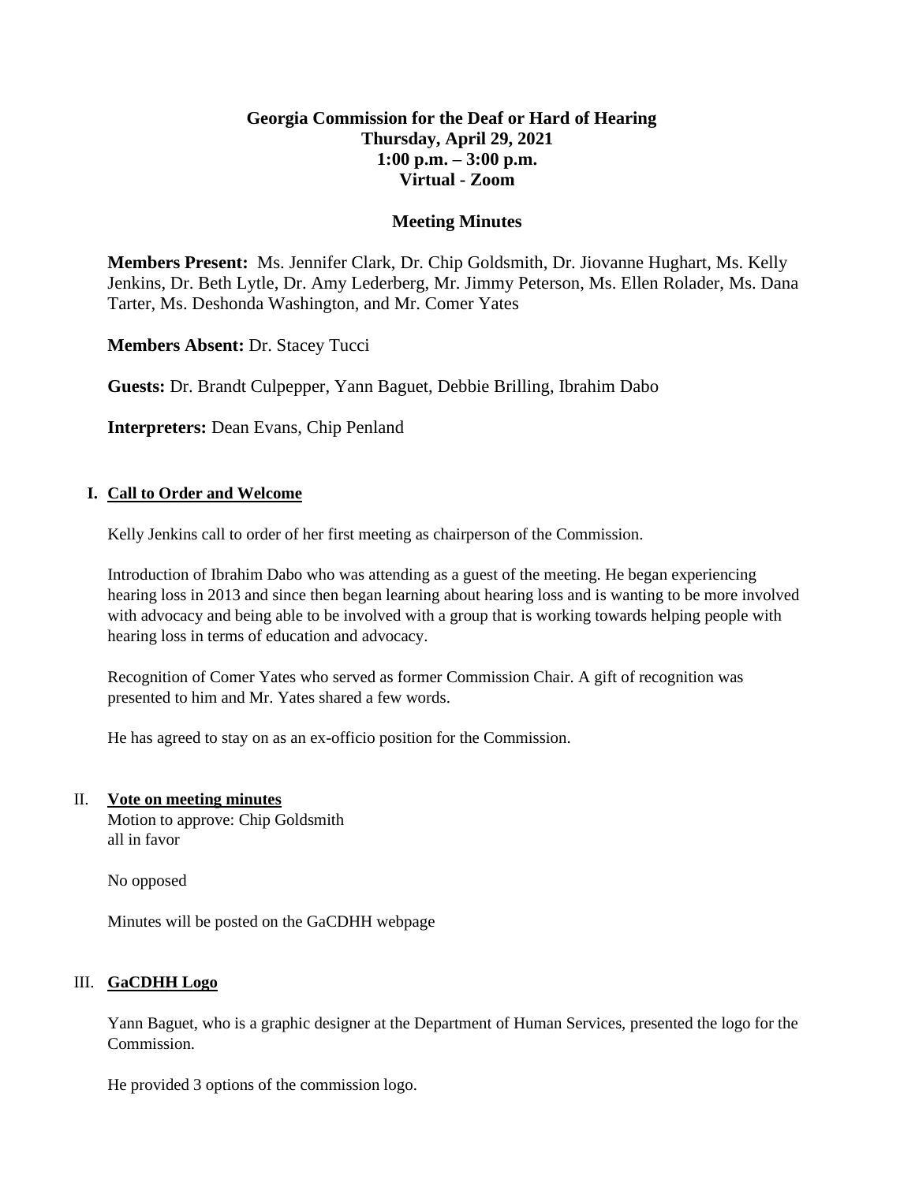# Georgia Commission for the Deaf or Hard of Hearing
## Thursday, April 29, 2021
## 1:00 p.m. – 3:00 p.m.
## Virtual - Zoom

## Meeting Minutes

**Members Present:** Ms. Jennifer Clark, Dr. Chip Goldsmith, Dr. Jiovanne Hughart, Ms. Kelly Jenkins, Dr. Beth Lytle, Dr. Amy Lederberg, Mr. Jimmy Peterson, Ms. Ellen Rolader, Ms. Dana Tarter, Ms. Deshonda Washington, and Mr. Comer Yates

**Members Absent:** Dr. Stacey Tucci

**Guests:** Dr. Brandt Culpepper, Yann Baguet, Debbie Brilling, Ibrahim Dabo

**Interpreters:** Dean Evans, Chip Penland

### I. Call to Order and Welcome

Kelly Jenkins call to order of her first meeting as chairperson of the Commission.

Introduction of Ibrahim Dabo who was attending as a guest of the meeting. He began experiencing hearing loss in 2013 and since then began learning about hearing loss and is wanting to be more involved with advocacy and being able to be involved with a group that is working towards helping people with hearing loss in terms of education and advocacy.

Recognition of Comer Yates who served as former Commission Chair. A gift of recognition was presented to him and Mr. Yates shared a few words.

He has agreed to stay on as an ex-officio position for the Commission.

### II. Vote on meeting minutes

Motion to approve: Chip Goldsmith
all in favor

No opposed

Minutes will be posted on the GaCDHH webpage

### III. GaCDHH Logo

Yann Baguet, who is a graphic designer at the Department of Human Services, presented the logo for the Commission.

He provided 3 options of the commission logo.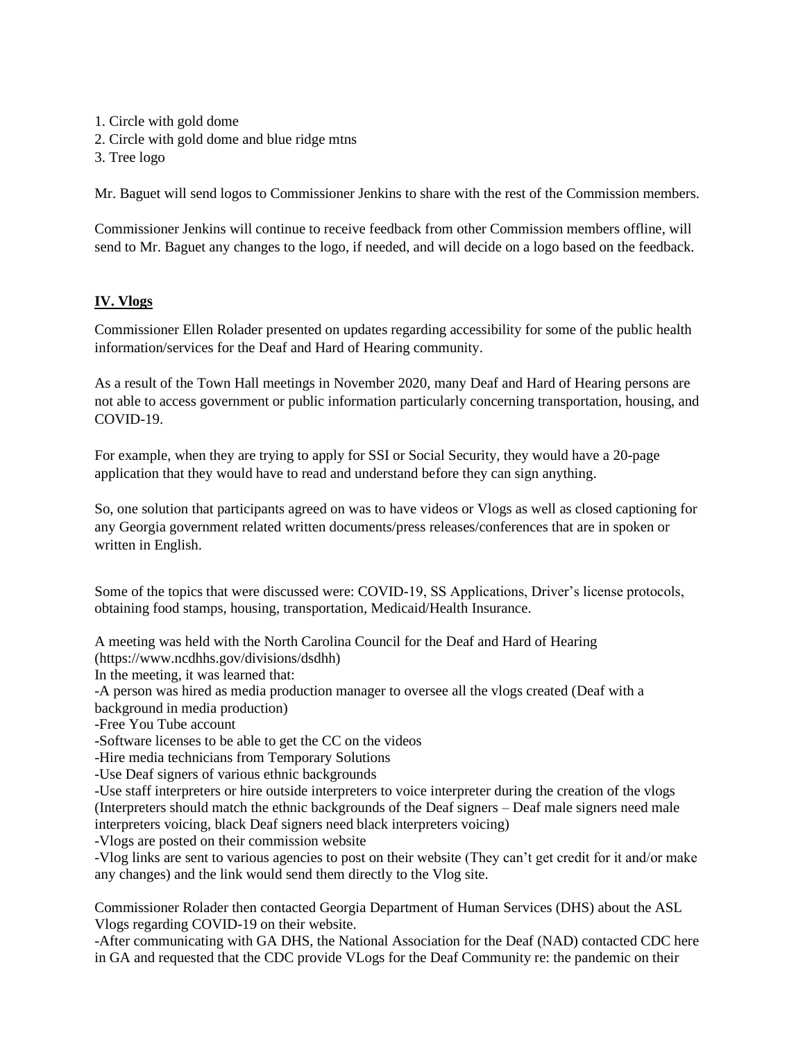1. Circle with gold dome
2. Circle with gold dome and blue ridge mtns
3. Tree logo

Mr. Baguet will send logos to Commissioner Jenkins to share with the rest of the Commission members.

Commissioner Jenkins will continue to receive feedback from other Commission members offline, will send to Mr. Baguet any changes to the logo, if needed, and will decide on a logo based on the feedback.

## IV. Vlogs

Commissioner Ellen Rolader presented on updates regarding accessibility for some of the public health information/services for the Deaf and Hard of Hearing community.

As a result of the Town Hall meetings in November 2020, many Deaf and Hard of Hearing persons are not able to access government or public information particularly concerning transportation, housing, and COVID-19.

For example, when they are trying to apply for SSI or Social Security, they would have a 20-page application that they would have to read and understand before they can sign anything.

So, one solution that participants agreed on was to have videos or Vlogs as well as closed captioning for any Georgia government related written documents/press releases/conferences that are in spoken or written in English.

Some of the topics that were discussed were: COVID-19, SS Applications, Driver's license protocols, obtaining food stamps, housing, transportation, Medicaid/Health Insurance.

A meeting was held with the North Carolina Council for the Deaf and Hard of Hearing (https://www.ncdhhs.gov/divisions/dsdhh)
In the meeting, it was learned that:
-A person was hired as media production manager to oversee all the vlogs created (Deaf with a background in media production)
-Free You Tube account
-Software licenses to be able to get the CC on the videos
-Hire media technicians from Temporary Solutions
-Use Deaf signers of various ethnic backgrounds
-Use staff interpreters or hire outside interpreters to voice interpreter during the creation of the vlogs (Interpreters should match the ethnic backgrounds of the Deaf signers – Deaf male signers need male interpreters voicing, black Deaf signers need black interpreters voicing)
-Vlogs are posted on their commission website
-Vlog links are sent to various agencies to post on their website (They can't get credit for it and/or make any changes) and the link would send them directly to the Vlog site.

Commissioner Rolader then contacted Georgia Department of Human Services (DHS) about the ASL Vlogs regarding COVID-19 on their website.
-After communicating with GA DHS, the National Association for the Deaf (NAD) contacted CDC here in GA and requested that the CDC provide VLogs for the Deaf Community re: the pandemic on their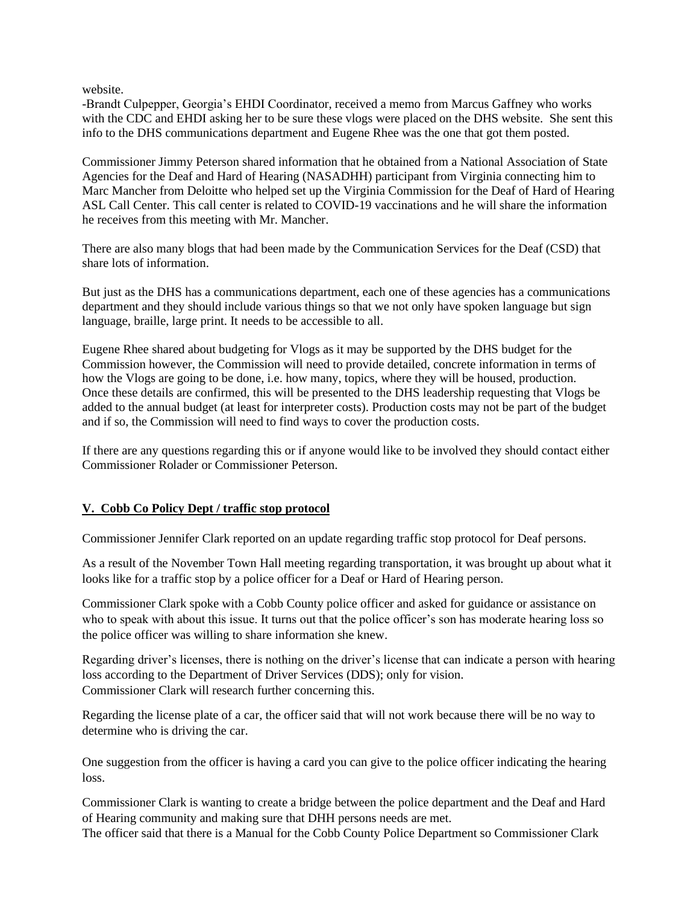website.
-Brandt Culpepper, Georgia's EHDI Coordinator, received a memo from Marcus Gaffney who works with the CDC and EHDI asking her to be sure these vlogs were placed on the DHS website. She sent this info to the DHS communications department and Eugene Rhee was the one that got them posted.

Commissioner Jimmy Peterson shared information that he obtained from a National Association of State Agencies for the Deaf and Hard of Hearing (NASADHH) participant from Virginia connecting him to Marc Mancher from Deloitte who helped set up the Virginia Commission for the Deaf of Hard of Hearing ASL Call Center. This call center is related to COVID-19 vaccinations and he will share the information he receives from this meeting with Mr. Mancher.

There are also many blogs that had been made by the Communication Services for the Deaf (CSD) that share lots of information.

But just as the DHS has a communications department, each one of these agencies has a communications department and they should include various things so that we not only have spoken language but sign language, braille, large print. It needs to be accessible to all.

Eugene Rhee shared about budgeting for Vlogs as it may be supported by the DHS budget for the Commission however, the Commission will need to provide detailed, concrete information in terms of how the Vlogs are going to be done, i.e. how many, topics, where they will be housed, production. Once these details are confirmed, this will be presented to the DHS leadership requesting that Vlogs be added to the annual budget (at least for interpreter costs). Production costs may not be part of the budget and if so, the Commission will need to find ways to cover the production costs.

If there are any questions regarding this or if anyone would like to be involved they should contact either Commissioner Rolader or Commissioner Peterson.

## V. Cobb Co Policy Dept / traffic stop protocol

Commissioner Jennifer Clark reported on an update regarding traffic stop protocol for Deaf persons.

As a result of the November Town Hall meeting regarding transportation, it was brought up about what it looks like for a traffic stop by a police officer for a Deaf or Hard of Hearing person.

Commissioner Clark spoke with a Cobb County police officer and asked for guidance or assistance on who to speak with about this issue. It turns out that the police officer's son has moderate hearing loss so the police officer was willing to share information she knew.

Regarding driver's licenses, there is nothing on the driver's license that can indicate a person with hearing loss according to the Department of Driver Services (DDS); only for vision.
Commissioner Clark will research further concerning this.

Regarding the license plate of a car, the officer said that will not work because there will be no way to determine who is driving the car.

One suggestion from the officer is having a card you can give to the police officer indicating the hearing loss.

Commissioner Clark is wanting to create a bridge between the police department and the Deaf and Hard of Hearing community and making sure that DHH persons needs are met.
The officer said that there is a Manual for the Cobb County Police Department so Commissioner Clark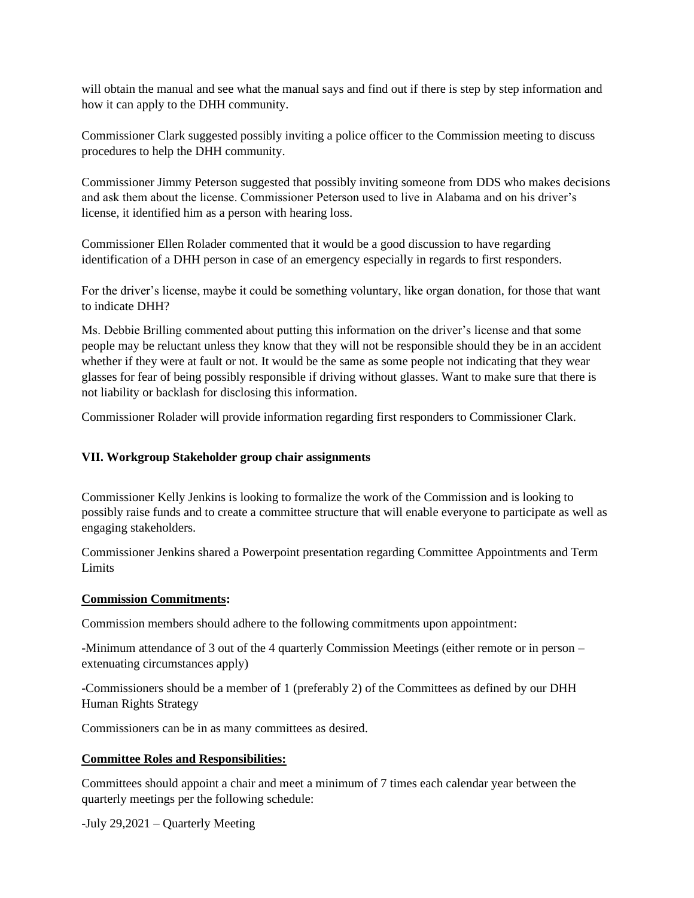will obtain the manual and see what the manual says and find out if there is step by step information and how it can apply to the DHH community.

Commissioner Clark suggested possibly inviting a police officer to the Commission meeting to discuss procedures to help the DHH community.

Commissioner Jimmy Peterson suggested that possibly inviting someone from DDS who makes decisions and ask them about the license. Commissioner Peterson used to live in Alabama and on his driver's license, it identified him as a person with hearing loss.

Commissioner Ellen Rolader commented that it would be a good discussion to have regarding identification of a DHH person in case of an emergency especially in regards to first responders.

For the driver's license, maybe it could be something voluntary, like organ donation, for those that want to indicate DHH?

Ms. Debbie Brilling commented about putting this information on the driver's license and that some people may be reluctant unless they know that they will not be responsible should they be in an accident whether if they were at fault or not. It would be the same as some people not indicating that they wear glasses for fear of being possibly responsible if driving without glasses. Want to make sure that there is not liability or backlash for disclosing this information.

Commissioner Rolader will provide information regarding first responders to Commissioner Clark.

## VII. Workgroup Stakeholder group chair assignments

Commissioner Kelly Jenkins is looking to formalize the work of the Commission and is looking to possibly raise funds and to create a committee structure that will enable everyone to participate as well as engaging stakeholders.

Commissioner Jenkins shared a Powerpoint presentation regarding Committee Appointments and Term Limits

**Commission Commitments:**

Commission members should adhere to the following commitments upon appointment:

-Minimum attendance of 3 out of the 4 quarterly Commission Meetings (either remote or in person – extenuating circumstances apply)

-Commissioners should be a member of 1 (preferably 2) of the Committees as defined by our DHH Human Rights Strategy

Commissioners can be in as many committees as desired.

**Committee Roles and Responsibilities:**

Committees should appoint a chair and meet a minimum of 7 times each calendar year between the quarterly meetings per the following schedule:

-July 29,2021 – Quarterly Meeting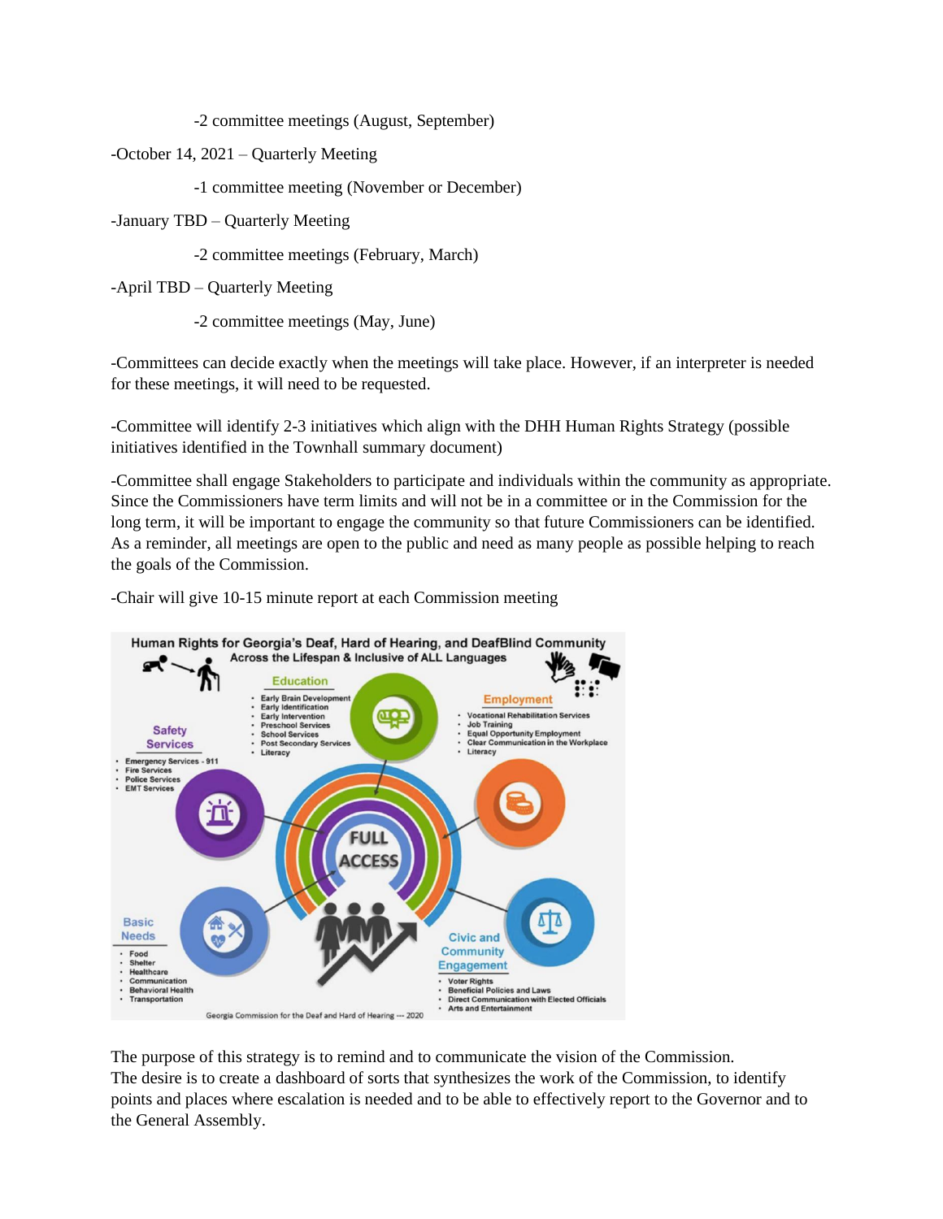-2 committee meetings (August, September)

-October 14, 2021 – Quarterly Meeting

-1 committee meeting (November or December)

-January TBD – Quarterly Meeting

-2 committee meetings (February, March)

-April TBD – Quarterly Meeting

-2 committee meetings (May, June)

-Committees can decide exactly when the meetings will take place. However, if an interpreter is needed for these meetings, it will need to be requested.

-Committee will identify 2-3 initiatives which align with the DHH Human Rights Strategy (possible initiatives identified in the Townhall summary document)

-Committee shall engage Stakeholders to participate and individuals within the community as appropriate. Since the Commissioners have term limits and will not be in a committee or in the Commission for the long term, it will be important to engage the community so that future Commissioners can be identified. As a reminder, all meetings are open to the public and need as many people as possible helping to reach the goals of the Commission.

-Chair will give 10-15 minute report at each Commission meeting

**Human Rights for Georgia's Deaf, Hard of Hearing, and DeafBlind Community**
**Across the Lifespan & Inclusive of ALL Languages**

FULL ACCESS

**Education**
- Early Brain Development
- Early Identification
- Early Intervention
- Preschool Services
- School Services
- Post Secondary Services
- Literacy

**Employment**
- Vocational Rehabilitation Services
- Job Training
- Equal Opportunity Employment
- Clear Communication in the Workplace
- Literacy

**Safety Services**
- Emergency Services - 911
- Fire Services
- Police Services
- EMT Services

**Basic Needs**
- Food
- Shelter
- Healthcare
- Communication
- Behavioral Health
- Transportation

**Civic and Community Engagement**
- Voter Rights
- Beneficial Policies and Laws
- Direct Communication with Elected Officials
- Arts and Entertainment

Georgia Commission for the Deaf and Hard of Hearing --- 2020

The purpose of this strategy is to remind and to communicate the vision of the Commission. The desire is to create a dashboard of sorts that synthesizes the work of the Commission, to identify points and places where escalation is needed and to be able to effectively report to the Governor and to the General Assembly.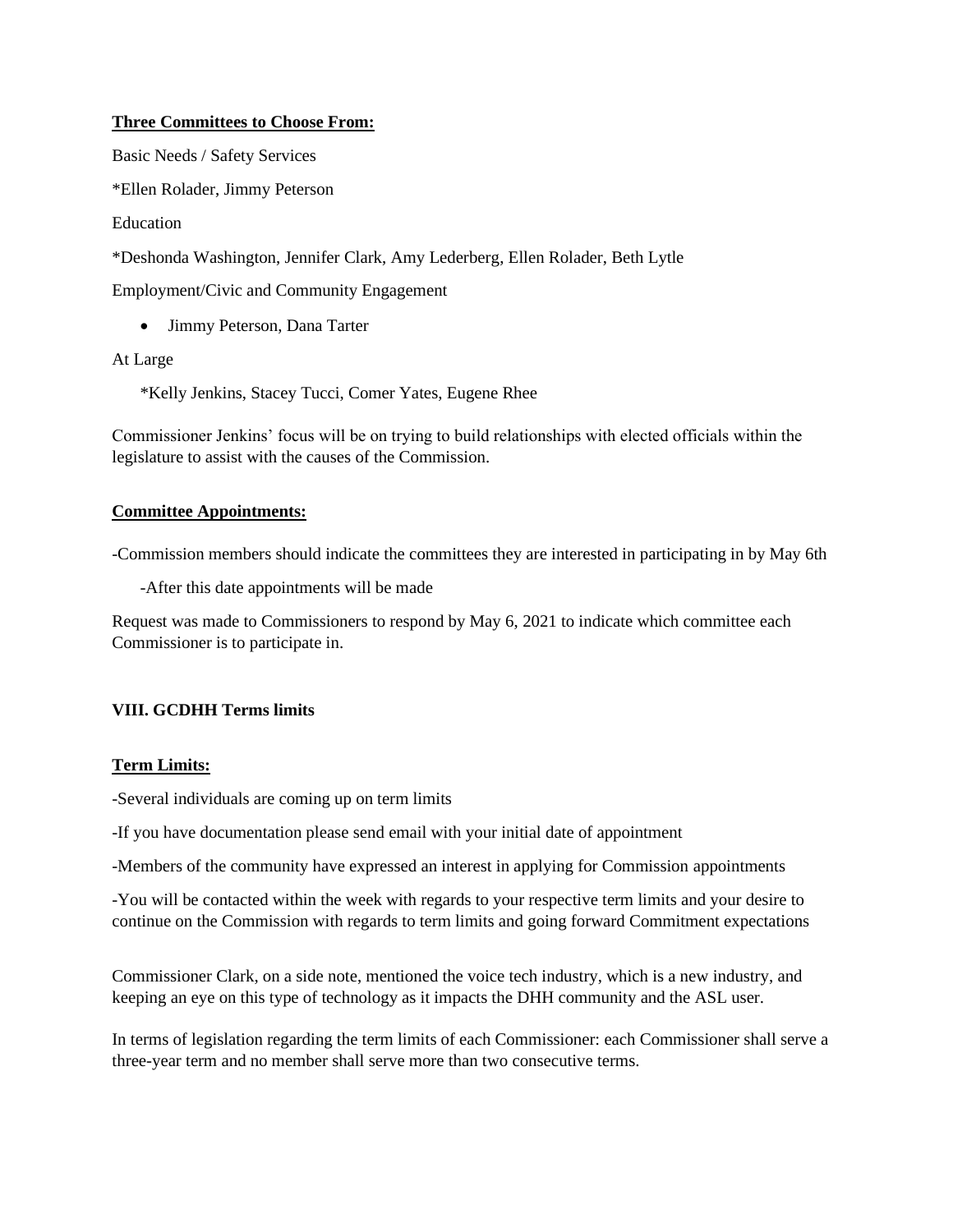**Three Committees to Choose From:**

Basic Needs / Safety Services

*Ellen Rolader, Jimmy Peterson

Education

*Deshonda Washington, Jennifer Clark, Amy Lederberg, Ellen Rolader, Beth Lytle

Employment/Civic and Community Engagement

- Jimmy Peterson, Dana Tarter

At Large

*Kelly Jenkins, Stacey Tucci, Comer Yates, Eugene Rhee

Commissioner Jenkins' focus will be on trying to build relationships with elected officials within the legislature to assist with the causes of the Commission.

**Committee Appointments:**

-Commission members should indicate the committees they are interested in participating in by May 6th

-After this date appointments will be made

Request was made to Commissioners to respond by May 6, 2021 to indicate which committee each Commissioner is to participate in.

**VIII. GCDHH Terms limits**

**Term Limits:**

-Several individuals are coming up on term limits

-If you have documentation please send email with your initial date of appointment

-Members of the community have expressed an interest in applying for Commission appointments

-You will be contacted within the week with regards to your respective term limits and your desire to continue on the Commission with regards to term limits and going forward Commitment expectations

Commissioner Clark, on a side note, mentioned the voice tech industry, which is a new industry, and keeping an eye on this type of technology as it impacts the DHH community and the ASL user.

In terms of legislation regarding the term limits of each Commissioner: each Commissioner shall serve a three-year term and no member shall serve more than two consecutive terms.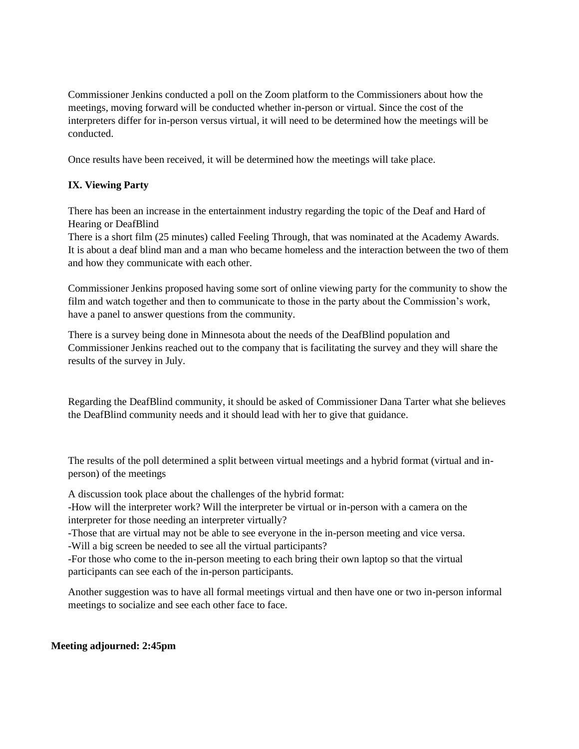Commissioner Jenkins conducted a poll on the Zoom platform to the Commissioners about how the meetings, moving forward will be conducted whether in-person or virtual. Since the cost of the interpreters differ for in-person versus virtual, it will need to be determined how the meetings will be conducted.

Once results have been received, it will be determined how the meetings will take place.

**IX. Viewing Party**

There has been an increase in the entertainment industry regarding the topic of the Deaf and Hard of Hearing or DeafBlind
There is a short film (25 minutes) called Feeling Through, that was nominated at the Academy Awards. It is about a deaf blind man and a man who became homeless and the interaction between the two of them and how they communicate with each other.

Commissioner Jenkins proposed having some sort of online viewing party for the community to show the film and watch together and then to communicate to those in the party about the Commission's work, have a panel to answer questions from the community.

There is a survey being done in Minnesota about the needs of the DeafBlind population and Commissioner Jenkins reached out to the company that is facilitating the survey and they will share the results of the survey in July.

Regarding the DeafBlind community, it should be asked of Commissioner Dana Tarter what she believes the DeafBlind community needs and it should lead with her to give that guidance.

The results of the poll determined a split between virtual meetings and a hybrid format (virtual and in-person) of the meetings

A discussion took place about the challenges of the hybrid format:
-How will the interpreter work? Will the interpreter be virtual or in-person with a camera on the interpreter for those needing an interpreter virtually?
-Those that are virtual may not be able to see everyone in the in-person meeting and vice versa.
-Will a big screen be needed to see all the virtual participants?
-For those who come to the in-person meeting to each bring their own laptop so that the virtual participants can see each of the in-person participants.

Another suggestion was to have all formal meetings virtual and then have one or two in-person informal meetings to socialize and see each other face to face.

**Meeting adjourned: 2:45pm**